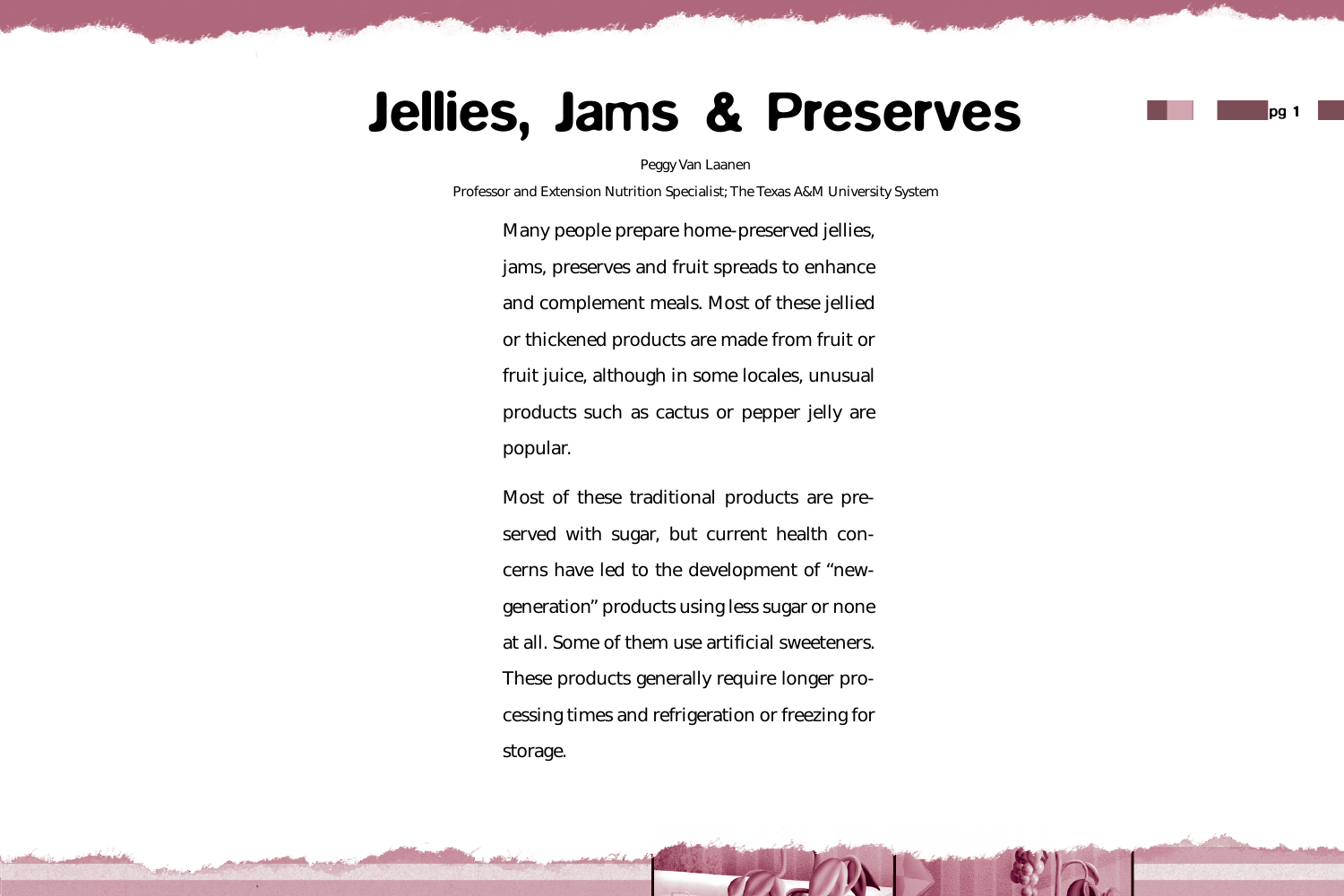# Jellies, Jams & Preserves

Peggy Van Laanen

Professor and Extension Nutrition Specialist; The Texas A&M University System

Many people prepare home-preserved jellies, jams, preserves and fruit spreads to enhance and complement meals. Most of these jellied or thickened products are made from fruit or fruit juice, although in some locales, unusual products such as cactus or pepper jelly are popular.

Most of these traditional products are preserved with sugar, but current health concerns have led to the development of "new-generation" products using less sugar or none at all. Some of them use artificial sweeteners. These products generally require longer processing times and refrigeration or freezing for storage.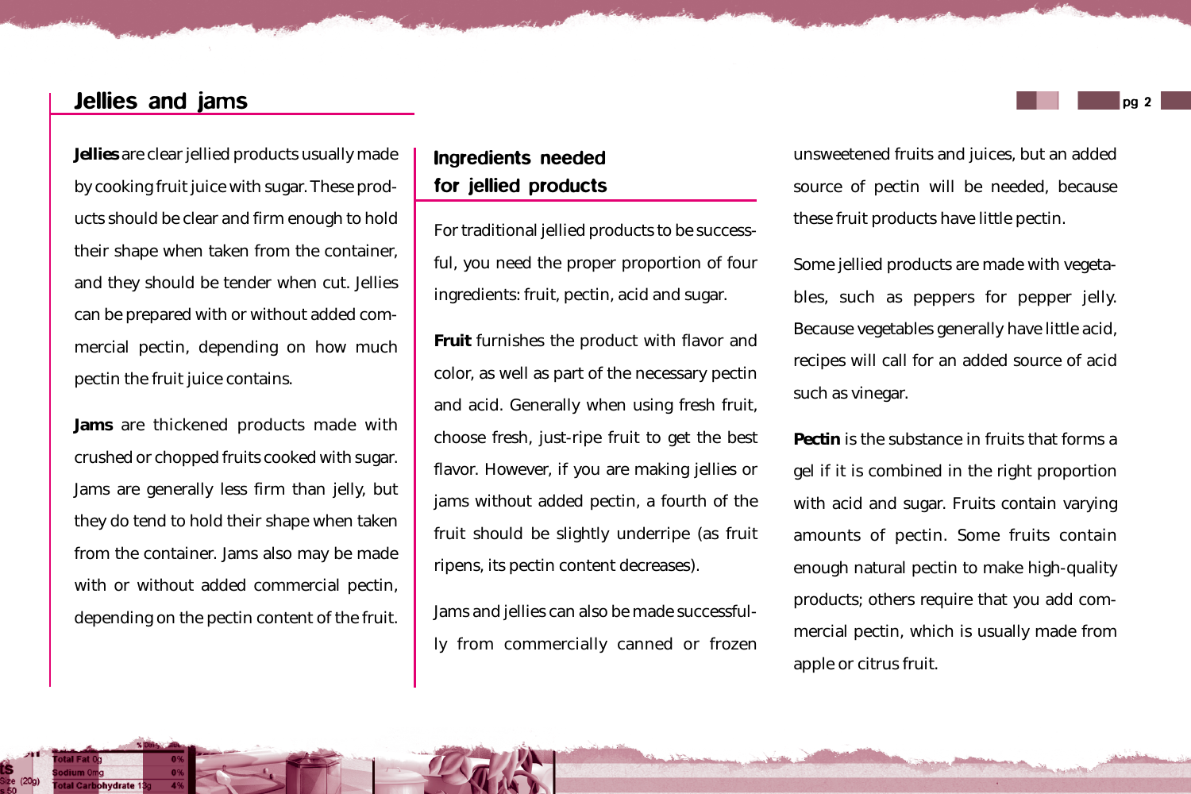## Jellies and jams

**Jellies** are clear jellied products usually made by cooking fruit juice with sugar. These products should be clear and firm enough to hold their shape when taken from the container, and they should be tender when cut. Jellies can be prepared with or without added commercial pectin, depending on how much pectin the fruit juice contains.

**Jams** are thickened products made with crushed or chopped fruits cooked with sugar. Jams are generally less firm than jelly, but they do tend to hold their shape when taken from the container. Jams also may be made with or without added commercial pectin, depending on the pectin content of the fruit.

### Ingredients needed for jellied products

For traditional jellied products to be successful, you need the proper proportion of four ingredients: fruit, pectin, acid and sugar.

**Fruit** furnishes the product with flavor and color, as well as part of the necessary pectin and acid. Generally when using fresh fruit, choose fresh, just-ripe fruit to get the best flavor. However, if you are making jellies or jams without added pectin, a fourth of the fruit should be slightly underripe (as fruit ripens, its pectin content decreases).

Jams and jellies can also be made successfully from commercially canned or frozen unsweetened fruits and juices, but an added source of pectin will be needed, because these fruit products have little pectin.

Some jellied products are made with vegetables, such as peppers for pepper jelly. Because vegetables generally have little acid, recipes will call for an added source of acid such as vinegar.

**Pectin** is the substance in fruits that forms a gel if it is combined in the right proportion with acid and sugar. Fruits contain varying amounts of pectin. Some fruits contain enough natural pectin to make high-quality products; others require that you add commercial pectin, which is usually made from apple or citrus fruit.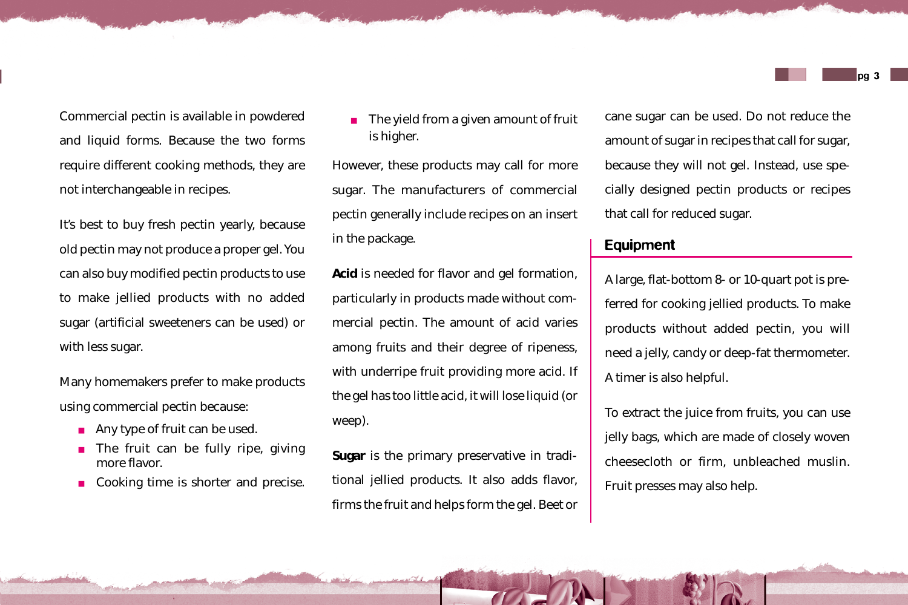Commercial pectin is available in powdered and liquid forms. Because the two forms require different cooking methods, they are not interchangeable in recipes.

It's best to buy fresh pectin yearly, because old pectin may not produce a proper gel. You can also buy modified pectin products to use to make jellied products with no added sugar (artificial sweeteners can be used) or with less sugar.

Many homemakers prefer to make products using commercial pectin because:

- Any type of fruit can be used.
- The fruit can be fully ripe, giving more flavor.
- Cooking time is shorter and precise.
- The yield from a given amount of fruit is higher.

However, these products may call for more sugar. The manufacturers of commercial pectin generally include recipes on an insert in the package.

**Acid** is needed for flavor and gel formation, particularly in products made without commercial pectin. The amount of acid varies among fruits and their degree of ripeness, with underripe fruit providing more acid. If the gel has too little acid, it will lose liquid (or weep).

**Sugar** is the primary preservative in traditional jellied products. It also adds flavor, firms the fruit and helps form the gel. Beet or cane sugar can be used. Do not reduce the amount of sugar in recipes that call for sugar, because they will not gel. Instead, use specially designed pectin products or recipes that call for reduced sugar.

## Equipment

A large, flat-bottom 8- or 10-quart pot is preferred for cooking jellied products. To make products without added pectin, you will need a jelly, candy or deep-fat thermometer. A timer is also helpful.

To extract the juice from fruits, you can use jelly bags, which are made of closely woven cheesecloth or firm, unbleached muslin. Fruit presses may also help.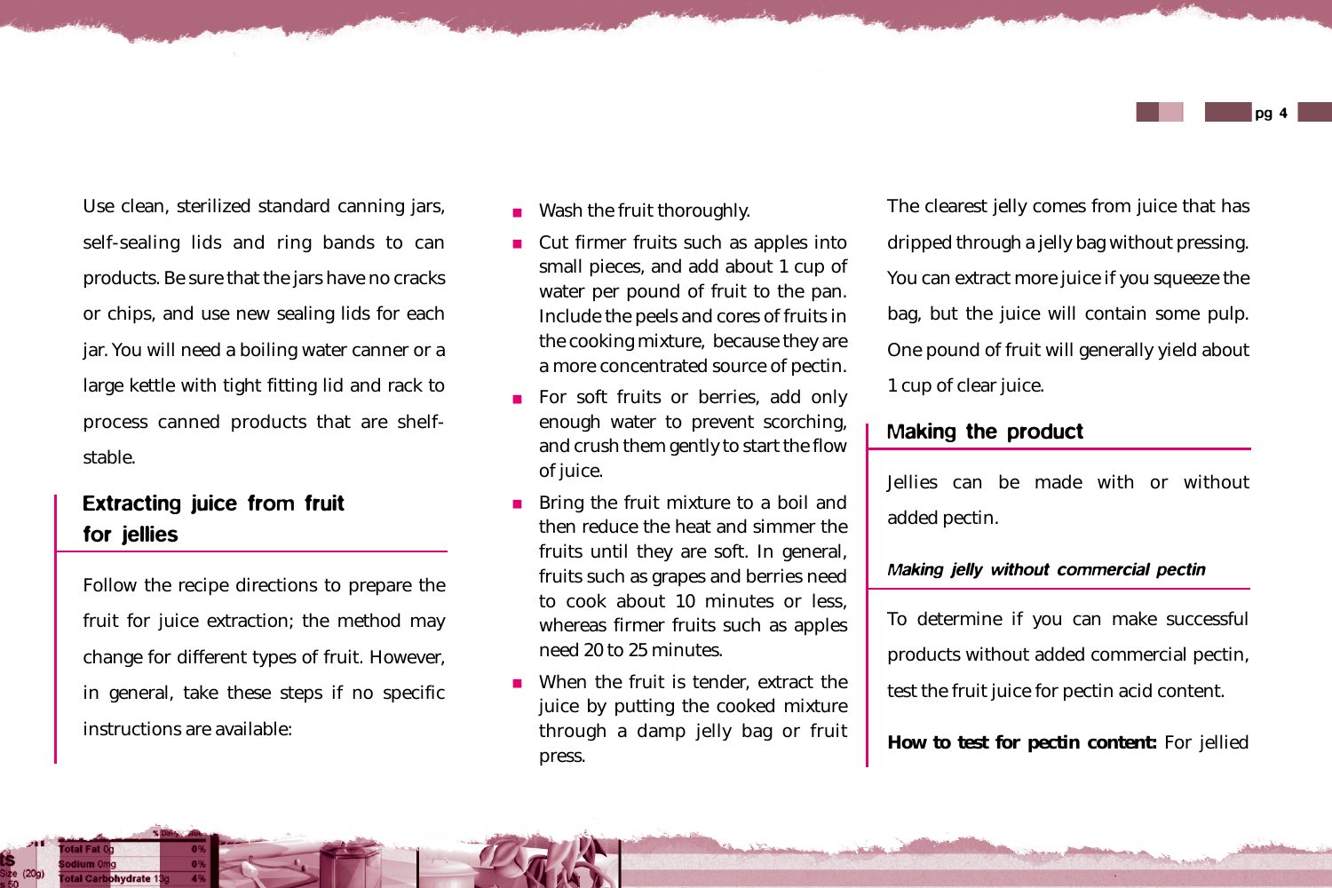Use clean, sterilized standard canning jars, self-sealing lids and ring bands to can products. Be sure that the jars have no cracks or chips, and use new sealing lids for each jar. You will need a boiling water canner or a large kettle with tight fitting lid and rack to process canned products that are shelf-stable.

## Extracting juice from fruit for jellies

Follow the recipe directions to prepare the fruit for juice extraction; the method may change for different types of fruit. However, in general, take these steps if no specific instructions are available:

- Wash the fruit thoroughly.
- Cut firmer fruits such as apples into small pieces, and add about 1 cup of water per pound of fruit to the pan. Include the peels and cores of fruits in the cooking mixture, because they are a more concentrated source of pectin.
- For soft fruits or berries, add only enough water to prevent scorching, and crush them gently to start the flow of juice.
- Bring the fruit mixture to a boil and then reduce the heat and simmer the fruits until they are soft. In general, fruits such as grapes and berries need to cook about 10 minutes or less, whereas firmer fruits such as apples need 20 to 25 minutes.
- When the fruit is tender, extract the juice by putting the cooked mixture through a damp jelly bag or fruit press.

The clearest jelly comes from juice that has dripped through a jelly bag without pressing. You can extract more juice if you squeeze the bag, but the juice will contain some pulp. One pound of fruit will generally yield about 1 cup of clear juice.

## Making the product

Jellies can be made with or without added pectin.

### *Making jelly without commercial pectin*

To determine if you can make successful products without added commercial pectin, test the fruit juice for pectin acid content.

**How to test for pectin content:** For jellied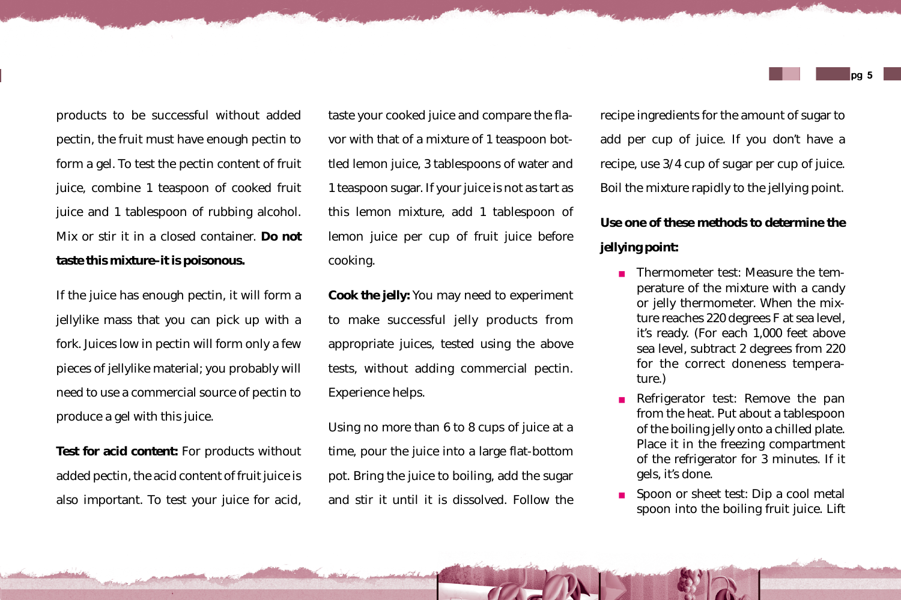products to be successful without added pectin, the fruit must have enough pectin to form a gel. To test the pectin content of fruit juice, combine 1 teaspoon of cooked fruit juice and 1 tablespoon of rubbing alcohol. Mix or stir it in a closed container. **Do not taste this mixture–it is poisonous.**

If the juice has enough pectin, it will form a jellylike mass that you can pick up with a fork. Juices low in pectin will form only a few pieces of jellylike material; you probably will need to use a commercial source of pectin to produce a gel with this juice.

**Test for acid content:** For products without added pectin, the acid content of fruit juice is also important. To test your juice for acid, taste your cooked juice and compare the flavor with that of a mixture of 1 teaspoon bottled lemon juice, 3 tablespoons of water and 1 teaspoon sugar. If your juice is not as tart as this lemon mixture, add 1 tablespoon of lemon juice per cup of fruit juice before cooking.

**Cook the jelly:** You may need to experiment to make successful jelly products from appropriate juices, tested using the above tests, without adding commercial pectin. Experience helps.

Using no more than 6 to 8 cups of juice at a time, pour the juice into a large flat-bottom pot. Bring the juice to boiling, add the sugar and stir it until it is dissolved. Follow the recipe ingredients for the amount of sugar to add per cup of juice. If you don't have a recipe, use 3/4 cup of sugar per cup of juice. Boil the mixture rapidly to the jellying point.

**Use one of these methods to determine the jellying point:**

- Thermometer test: Measure the temperature of the mixture with a candy or jelly thermometer. When the mixture reaches 220 degrees F at sea level, it's ready. (For each 1,000 feet above sea level, subtract 2 degrees from 220 for the correct doneness temperature.)
- Refrigerator test: Remove the pan from the heat. Put about a tablespoon of the boiling jelly onto a chilled plate. Place it in the freezing compartment of the refrigerator for 3 minutes. If it gels, it's done.
- Spoon or sheet test: Dip a cool metal spoon into the boiling fruit juice. Lift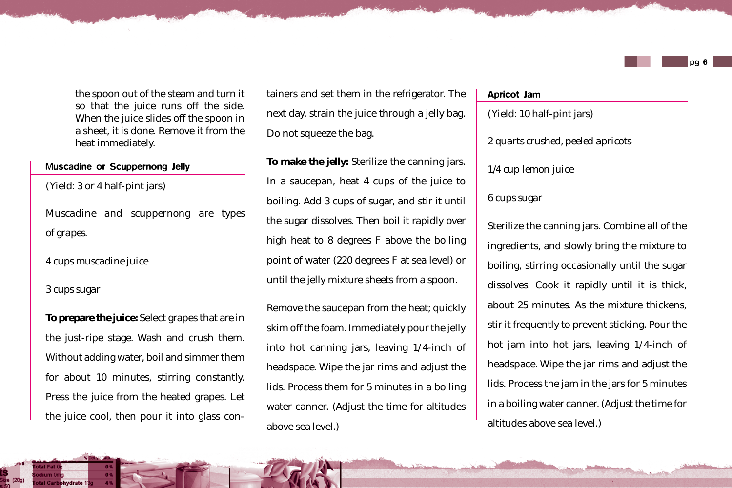the spoon out of the steam and turn it so that the juice runs off the side. When the juice slides off the spoon in a sheet, it is done. Remove it from the heat immediately.

### Muscadine or Scuppernong Jelly

(Yield: 3 or 4 half-pint jars)

Muscadine and scuppernong are types of grapes.

4 cups muscadine juice

3 cups sugar

**To prepare the juice:** Select grapes that are in the just-ripe stage. Wash and crush them. Without adding water, boil and simmer them for about 10 minutes, stirring constantly. Press the juice from the heated grapes. Let the juice cool, then pour it into glass containers and set them in the refrigerator. The next day, strain the juice through a jelly bag. Do not squeeze the bag.

**To make the jelly:** Sterilize the canning jars. In a saucepan, heat 4 cups of the juice to boiling. Add 3 cups of sugar, and stir it until the sugar dissolves. Then boil it rapidly over high heat to 8 degrees F above the boiling point of water (220 degrees F at sea level) or until the jelly mixture sheets from a spoon.

Remove the saucepan from the heat; quickly skim off the foam. Immediately pour the jelly into hot canning jars, leaving 1/4-inch of headspace. Wipe the jar rims and adjust the lids. Process them for 5 minutes in a boiling water canner. (Adjust the time for altitudes above sea level.)

### Apricot Jam

(Yield: 10 half-pint jars)

2 quarts crushed, peeled apricots

1/4 cup lemon juice

6 cups sugar

Sterilize the canning jars. Combine all of the ingredients, and slowly bring the mixture to boiling, stirring occasionally until the sugar dissolves. Cook it rapidly until it is thick, about 25 minutes. As the mixture thickens, stir it frequently to prevent sticking. Pour the hot jam into hot jars, leaving 1/4-inch of headspace. Wipe the jar rims and adjust the lids. Process the jam in the jars for 5 minutes in a boiling water canner. (Adjust the time for altitudes above sea level.)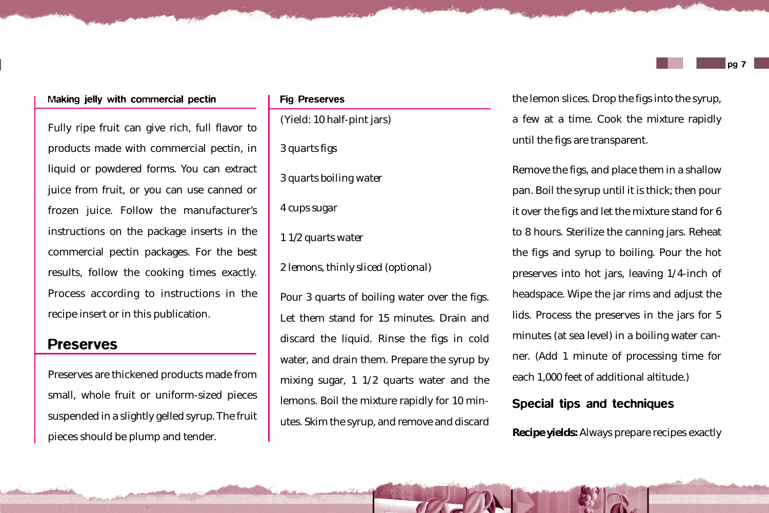### Making jelly with commercial pectin

Fully ripe fruit can give rich, full flavor to products made with commercial pectin, in liquid or powdered forms. You can extract juice from fruit, or you can use canned or frozen juice. Follow the manufacturer's instructions on the package inserts in the commercial pectin packages. For the best results, follow the cooking times exactly. Process according to instructions in the recipe insert or in this publication.

## Preserves

Preserves are thickened products made from small, whole fruit or uniform-sized pieces suspended in a slightly gelled syrup. The fruit pieces should be plump and tender.

### Fig Preserves

(Yield: 10 half-pint jars)

3 quarts figs

3 quarts boiling water

4 cups sugar

1 1/2 quarts water

2 lemons, thinly sliced (optional)

Pour 3 quarts of boiling water over the figs. Let them stand for 15 minutes. Drain and discard the liquid. Rinse the figs in cold water, and drain them. Prepare the syrup by mixing sugar, 1 1/2 quarts water and the lemons. Boil the mixture rapidly for 10 minutes. Skim the syrup, and remove and discard the lemon slices. Drop the figs into the syrup, a few at a time. Cook the mixture rapidly until the figs are transparent.

Remove the figs, and place them in a shallow pan. Boil the syrup until it is thick; then pour it over the figs and let the mixture stand for 6 to 8 hours. Sterilize the canning jars. Reheat the figs and syrup to boiling. Pour the hot preserves into hot jars, leaving 1/4-inch of headspace. Wipe the jar rims and adjust the lids. Process the preserves in the jars for 5 minutes (at sea level) in a boiling water canner. (Add 1 minute of processing time for each 1,000 feet of additional altitude.)

### Special tips and techniques

**Recipe yields:** Always prepare recipes exactly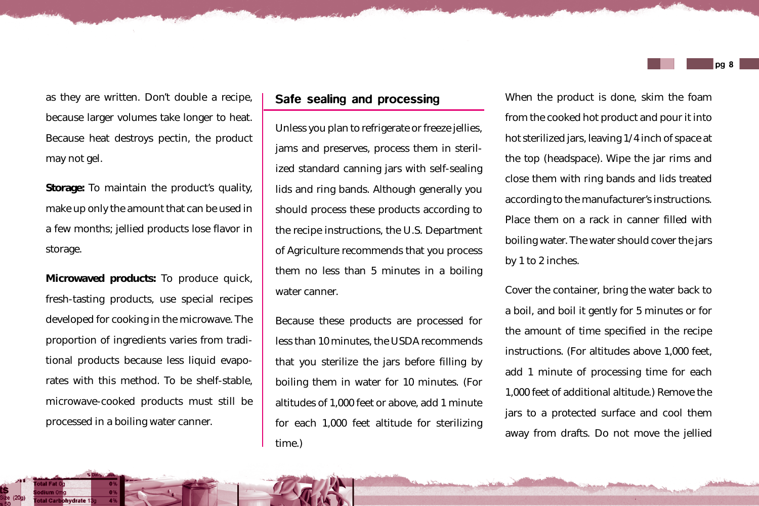as they are written. Don't double a recipe, because larger volumes take longer to heat. Because heat destroys pectin, the product may not gel.

**Storage:** To maintain the product's quality, make up only the amount that can be used in a few months; jellied products lose flavor in storage.

**Microwaved products:** To produce quick, fresh-tasting products, use special recipes developed for cooking in the microwave. The proportion of ingredients varies from traditional products because less liquid evaporates with this method. To be shelf-stable, microwave-cooked products must still be processed in a boiling water canner.

## Safe sealing and processing

Unless you plan to refrigerate or freeze jellies, jams and preserves, process them in sterilized standard canning jars with self-sealing lids and ring bands. Although generally you should process these products according to the recipe instructions, the U.S. Department of Agriculture recommends that you process them no less than 5 minutes in a boiling water canner.

Because these products are processed for less than 10 minutes, the USDA recommends that you sterilize the jars before filling by boiling them in water for 10 minutes. (For altitudes of 1,000 feet or above, add 1 minute for each 1,000 feet altitude for sterilizing time.)

When the product is done, skim the foam from the cooked hot product and pour it into hot sterilized jars, leaving 1/4 inch of space at the top (headspace). Wipe the jar rims and close them with ring bands and lids treated according to the manufacturer's instructions. Place them on a rack in canner filled with boiling water. The water should cover the jars by 1 to 2 inches.

Cover the container, bring the water back to a boil, and boil it gently for 5 minutes or for the amount of time specified in the recipe instructions. (For altitudes above 1,000 feet, add 1 minute of processing time for each 1,000 feet of additional altitude.) Remove the jars to a protected surface and cool them away from drafts. Do not move the jellied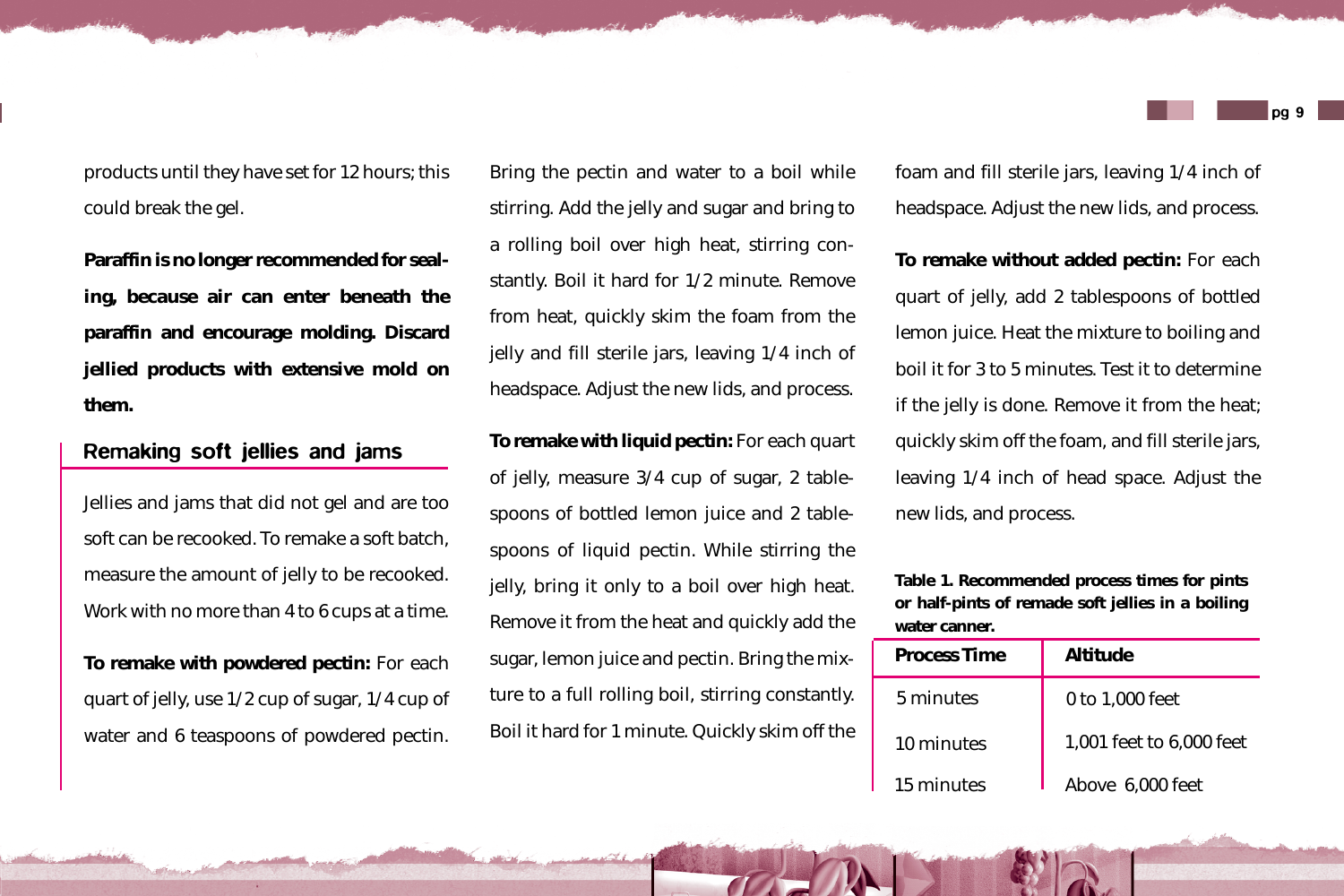products until they have set for 12 hours; this could break the gel.

**Paraffin is no longer recommended for sealing, because air can enter beneath the paraffin and encourage molding. Discard jellied products with extensive mold on them.**

## Remaking soft jellies and jams

Jellies and jams that did not gel and are too soft can be recooked. To remake a soft batch, measure the amount of jelly to be recooked. Work with no more than 4 to 6 cups at a time.

**To remake with powdered pectin:** For each quart of jelly, use 1/2 cup of sugar, 1/4 cup of water and 6 teaspoons of powdered pectin. Bring the pectin and water to a boil while stirring. Add the jelly and sugar and bring to a rolling boil over high heat, stirring constantly. Boil it hard for 1/2 minute. Remove from heat, quickly skim the foam from the jelly and fill sterile jars, leaving 1/4 inch of headspace. Adjust the new lids, and process.

**To remake with liquid pectin:** For each quart of jelly, measure 3/4 cup of sugar, 2 tablespoons of bottled lemon juice and 2 tablespoons of liquid pectin. While stirring the jelly, bring it only to a boil over high heat. Remove it from the heat and quickly add the sugar, lemon juice and pectin. Bring the mixture to a full rolling boil, stirring constantly. Boil it hard for 1 minute. Quickly skim off the foam and fill sterile jars, leaving 1/4 inch of headspace. Adjust the new lids, and process.

**To remake without added pectin:** For each quart of jelly, add 2 tablespoons of bottled lemon juice. Heat the mixture to boiling and boil it for 3 to 5 minutes. Test it to determine if the jelly is done. Remove it from the heat; quickly skim off the foam, and fill sterile jars, leaving 1/4 inch of head space. Adjust the new lids, and process.

**Table 1. Recommended process times for pints or half-pints of remade soft jellies in a boiling water canner.**

| Process Time | Altitude |
| --- | --- |
| 5 minutes | 0 to 1,000 feet |
| 10 minutes | 1,001 feet to 6,000 feet |
| 15 minutes | Above 6,000 feet |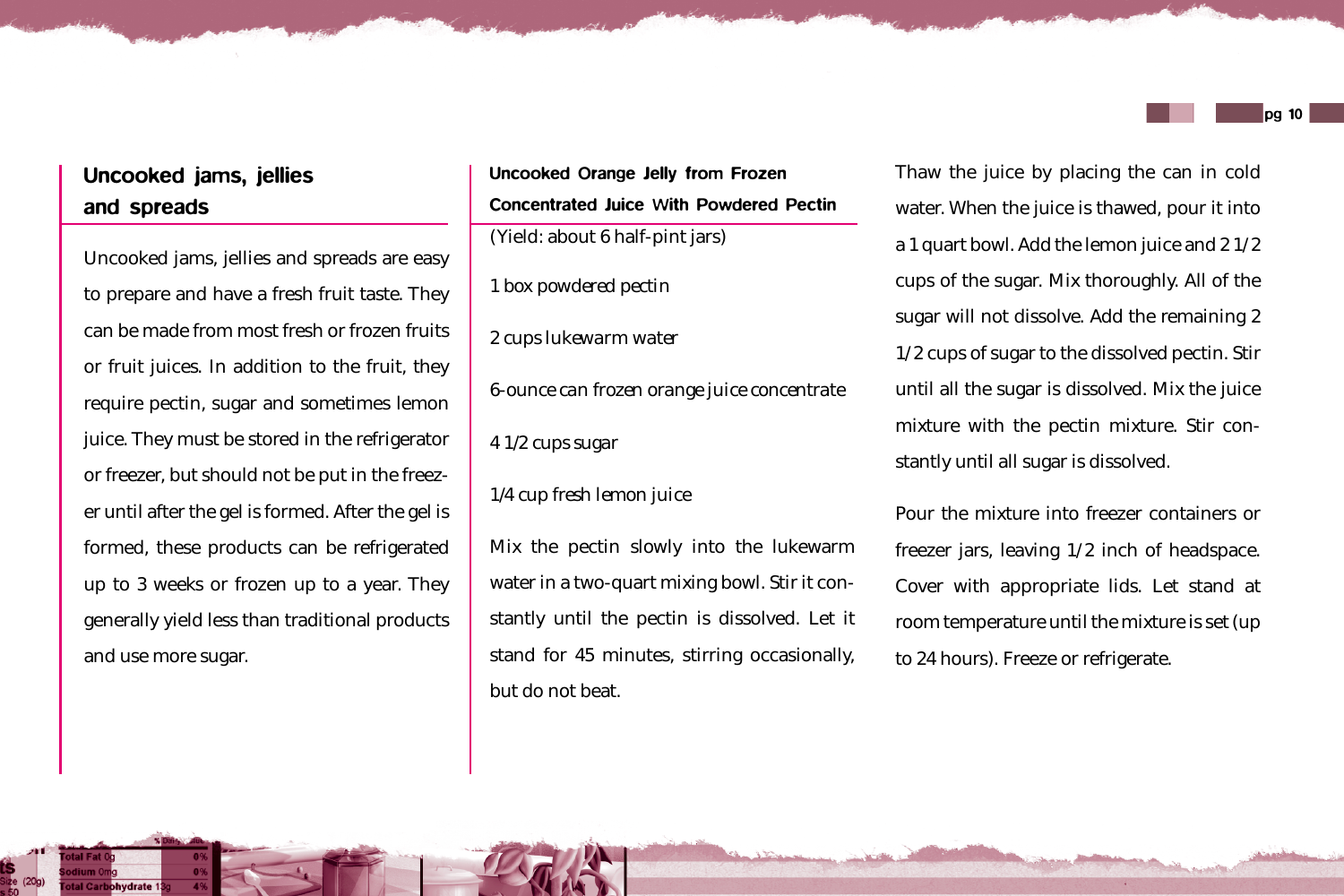## Uncooked jams, jellies and spreads

Uncooked jams, jellies and spreads are easy to prepare and have a fresh fruit taste. They can be made from most fresh or frozen fruits or fruit juices. In addition to the fruit, they require pectin, sugar and sometimes lemon juice. They must be stored in the refrigerator or freezer, but should not be put in the freezer until after the gel is formed. After the gel is formed, these products can be refrigerated up to 3 weeks or frozen up to a year. They generally yield less than traditional products and use more sugar.

### Uncooked Orange Jelly from Frozen Concentrated Juice With Powdered Pectin

(Yield: about 6 half-pint jars)

1 box powdered pectin

2 cups lukewarm water

6-ounce can frozen orange juice concentrate

4 1/2 cups sugar

1/4 cup fresh lemon juice

Mix the pectin slowly into the lukewarm water in a two-quart mixing bowl. Stir it constantly until the pectin is dissolved. Let it stand for 45 minutes, stirring occasionally, but do not beat.

Thaw the juice by placing the can in cold water. When the juice is thawed, pour it into a 1 quart bowl. Add the lemon juice and 2 1/2 cups of the sugar. Mix thoroughly. All of the sugar will not dissolve. Add the remaining 2 1/2 cups of sugar to the dissolved pectin. Stir until all the sugar is dissolved. Mix the juice mixture with the pectin mixture. Stir constantly until all sugar is dissolved.

Pour the mixture into freezer containers or freezer jars, leaving 1/2 inch of headspace. Cover with appropriate lids. Let stand at room temperature until the mixture is set (up to 24 hours). Freeze or refrigerate.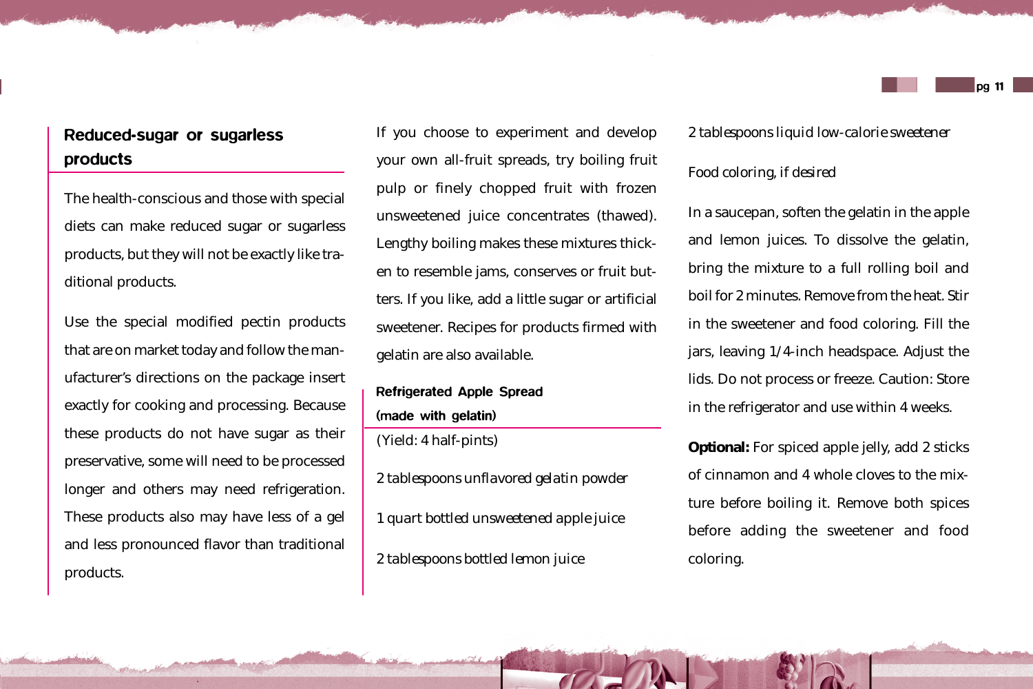## Reduced-sugar or sugarless products

The health-conscious and those with special diets can make reduced sugar or sugarless products, but they will not be exactly like traditional products.

Use the special modified pectin products that are on market today and follow the manufacturer's directions on the package insert exactly for cooking and processing. Because these products do not have sugar as their preservative, some will need to be processed longer and others may need refrigeration. These products also may have less of a gel and less pronounced flavor than traditional products.

If you choose to experiment and develop your own all-fruit spreads, try boiling fruit pulp or finely chopped fruit with frozen unsweetened juice concentrates (thawed). Lengthy boiling makes these mixtures thicken to resemble jams, conserves or fruit butters. If you like, add a little sugar or artificial sweetener. Recipes for products firmed with gelatin are also available.

### Refrigerated Apple Spread (made with gelatin)

(Yield: 4 half-pints)

2 tablespoons unflavored gelatin powder

1 quart bottled unsweetened apple juice

2 tablespoons bottled lemon juice

2 tablespoons liquid low-calorie sweetener

Food coloring, if desired

In a saucepan, soften the gelatin in the apple and lemon juices. To dissolve the gelatin, bring the mixture to a full rolling boil and boil for 2 minutes. Remove from the heat. Stir in the sweetener and food coloring. Fill the jars, leaving 1/4-inch headspace. Adjust the lids. Do not process or freeze. Caution: Store in the refrigerator and use within 4 weeks.

**Optional:** For spiced apple jelly, add 2 sticks of cinnamon and 4 whole cloves to the mixture before boiling it. Remove both spices before adding the sweetener and food coloring.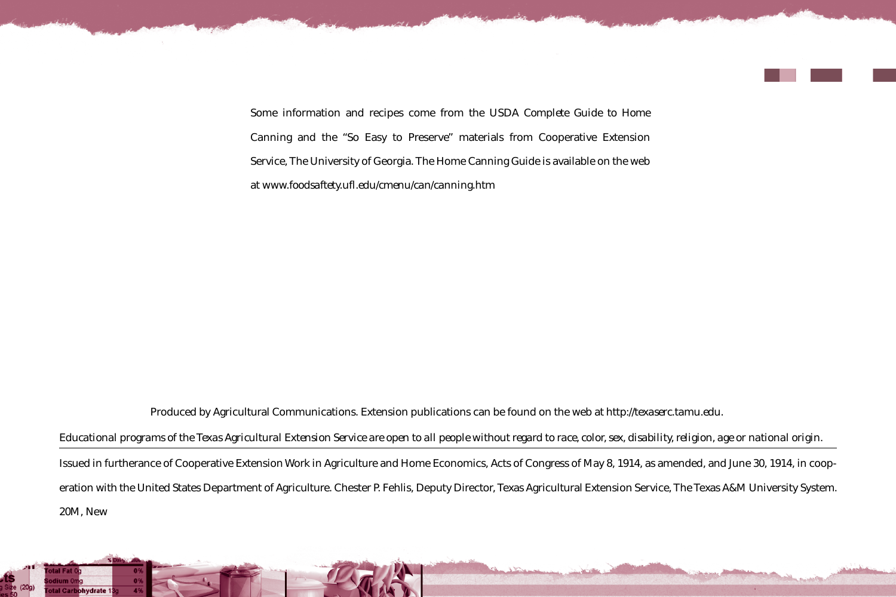Some information and recipes come from the USDA Complete Guide to Home Canning and the "So Easy to Preserve" materials from Cooperative Extension Service, The University of Georgia. The Home Canning Guide is available on the web at www.foodsaftety.ufl.edu/cmenu/can/canning.htm

Produced by Agricultural Communications. Extension publications can be found on the web at http://texaserc.tamu.edu.

Educational programs of the Texas Agricultural Extension Service are open to all people without regard to race, color, sex, disability, religion, age or national origin.

---

Issued in furtherance of Cooperative Extension Work in Agriculture and Home Economics, Acts of Congress of May 8, 1914, as amended, and June 30, 1914, in cooperation with the United States Department of Agriculture. Chester P. Fehlis, Deputy Director, Texas Agricultural Extension Service, The Texas A&M University System.

20M, New